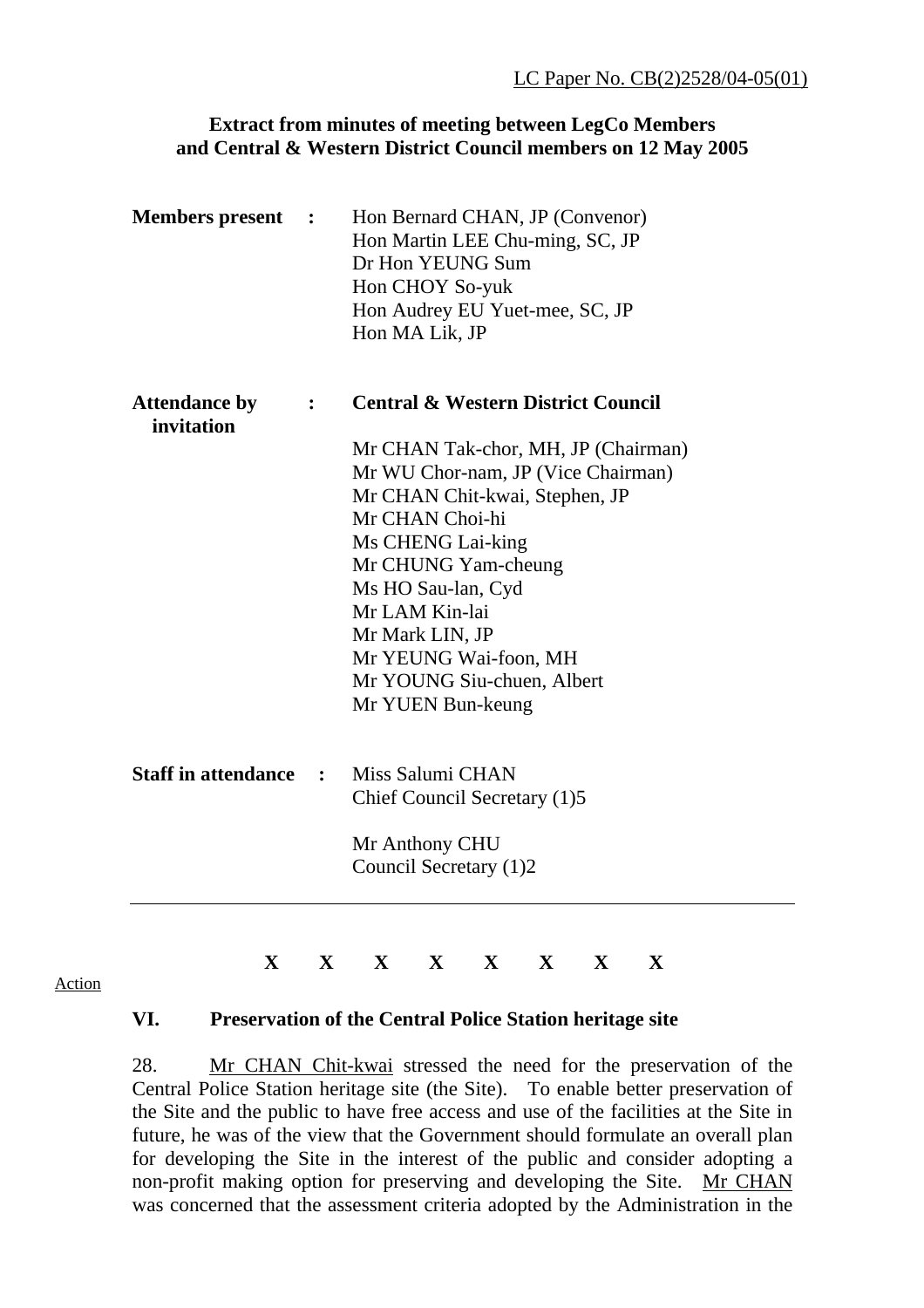LC Paper No. CB(2)2528/04-05(01)

**Extract from minutes of meeting between LegCo Members and Central & Western District Council members on 12 May 2005**

**Members present :** Hon Bernard CHAN, JP (Convenor)
Hon Martin LEE Chu-ming, SC, JP
Dr Hon YEUNG Sum
Hon CHOY So-yuk
Hon Audrey EU Yuet-mee, SC, JP
Hon MA Lik, JP

**Attendance by invitation :** **Central & Western District Council**

Mr CHAN Tak-chor, MH, JP (Chairman)
Mr WU Chor-nam, JP (Vice Chairman)
Mr CHAN Chit-kwai, Stephen, JP
Mr CHAN Choi-hi
Ms CHENG Lai-king
Mr CHUNG Yam-cheung
Ms HO Sau-lan, Cyd
Mr LAM Kin-lai
Mr Mark LIN, JP
Mr YEUNG Wai-foon, MH
Mr YOUNG Siu-chuen, Albert
Mr YUEN Bun-keung

**Staff in attendance :** Miss Salumi CHAN
Chief Council Secretary (1)5

Mr Anthony CHU
Council Secretary (1)2

---

**X X X X X X X X**

Action

### VI. Preservation of the Central Police Station heritage site

28. Mr CHAN Chit-kwai stressed the need for the preservation of the Central Police Station heritage site (the Site). To enable better preservation of the Site and the public to have free access and use of the facilities at the Site in future, he was of the view that the Government should formulate an overall plan for developing the Site in the interest of the public and consider adopting a non-profit making option for preserving and developing the Site. Mr CHAN was concerned that the assessment criteria adopted by the Administration in the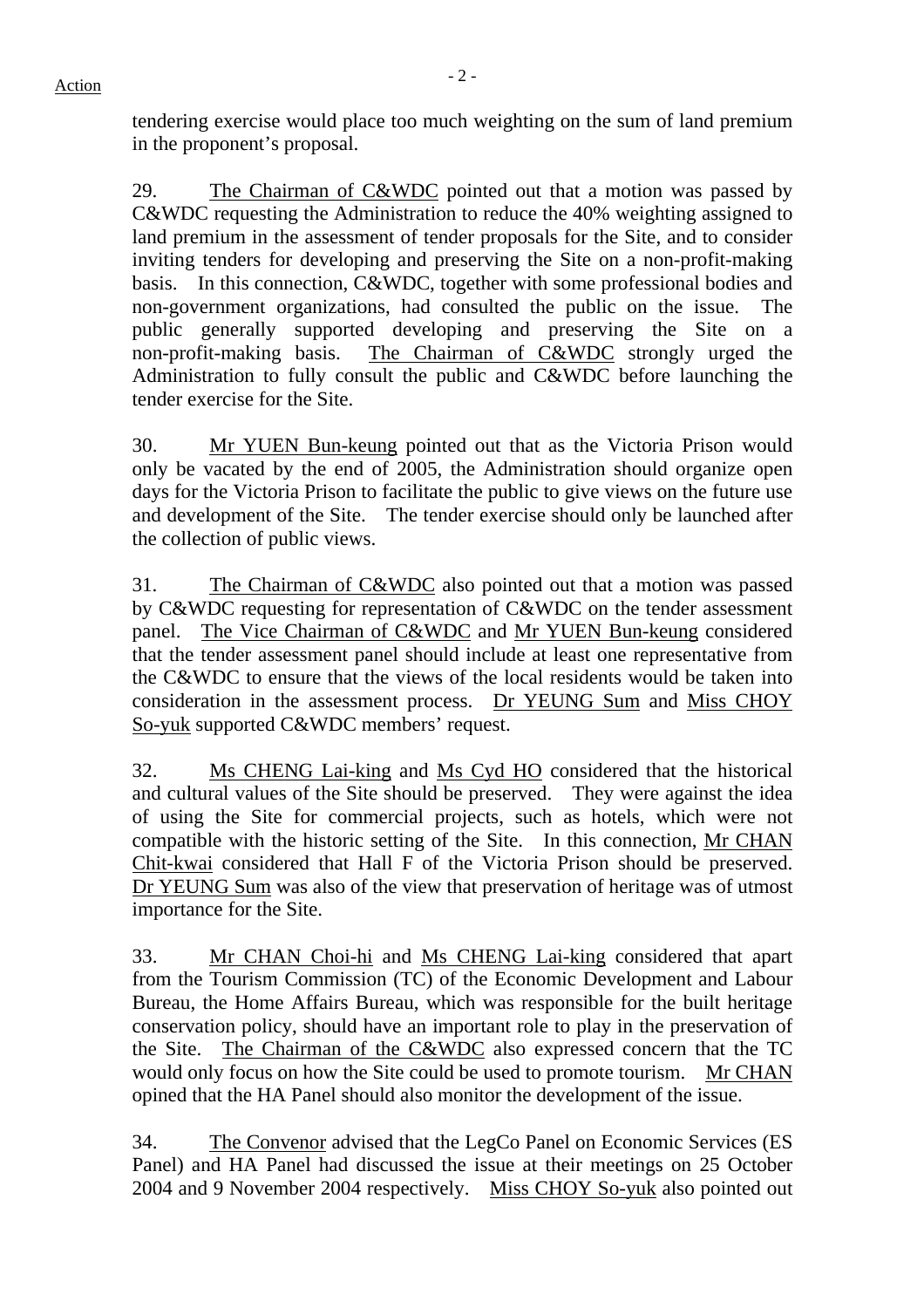tendering exercise would place too much weighting on the sum of land premium in the proponent's proposal.

29. The Chairman of C&WDC pointed out that a motion was passed by C&WDC requesting the Administration to reduce the 40% weighting assigned to land premium in the assessment of tender proposals for the Site, and to consider inviting tenders for developing and preserving the Site on a non-profit-making basis. In this connection, C&WDC, together with some professional bodies and non-government organizations, had consulted the public on the issue. The public generally supported developing and preserving the Site on a non-profit-making basis. The Chairman of C&WDC strongly urged the Administration to fully consult the public and C&WDC before launching the tender exercise for the Site.

30. Mr YUEN Bun-keung pointed out that as the Victoria Prison would only be vacated by the end of 2005, the Administration should organize open days for the Victoria Prison to facilitate the public to give views on the future use and development of the Site. The tender exercise should only be launched after the collection of public views.

31. The Chairman of C&WDC also pointed out that a motion was passed by C&WDC requesting for representation of C&WDC on the tender assessment panel. The Vice Chairman of C&WDC and Mr YUEN Bun-keung considered that the tender assessment panel should include at least one representative from the C&WDC to ensure that the views of the local residents would be taken into consideration in the assessment process. Dr YEUNG Sum and Miss CHOY So-yuk supported C&WDC members' request.

32. Ms CHENG Lai-king and Ms Cyd HO considered that the historical and cultural values of the Site should be preserved. They were against the idea of using the Site for commercial projects, such as hotels, which were not compatible with the historic setting of the Site. In this connection, Mr CHAN Chit-kwai considered that Hall F of the Victoria Prison should be preserved. Dr YEUNG Sum was also of the view that preservation of heritage was of utmost importance for the Site.

33. Mr CHAN Choi-hi and Ms CHENG Lai-king considered that apart from the Tourism Commission (TC) of the Economic Development and Labour Bureau, the Home Affairs Bureau, which was responsible for the built heritage conservation policy, should have an important role to play in the preservation of the Site. The Chairman of the C&WDC also expressed concern that the TC would only focus on how the Site could be used to promote tourism. Mr CHAN opined that the HA Panel should also monitor the development of the issue.

34. The Convenor advised that the LegCo Panel on Economic Services (ES Panel) and HA Panel had discussed the issue at their meetings on 25 October 2004 and 9 November 2004 respectively. Miss CHOY So-yuk also pointed out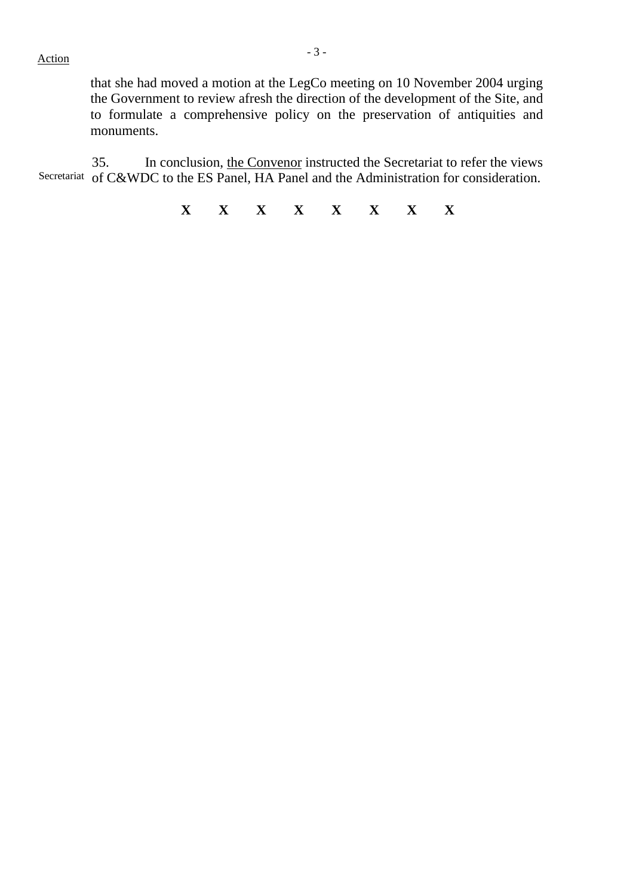Action

that she had moved a motion at the LegCo meeting on 10 November 2004 urging the Government to review afresh the direction of the development of the Site, and to formulate a comprehensive policy on the preservation of antiquities and monuments.

35. In conclusion, <u>the Convenor</u> instructed the Secretariat to refer the views of C&WDC to the ES Panel, HA Panel and the Administration for consideration.

Secretariat

**X X X X X X X X**